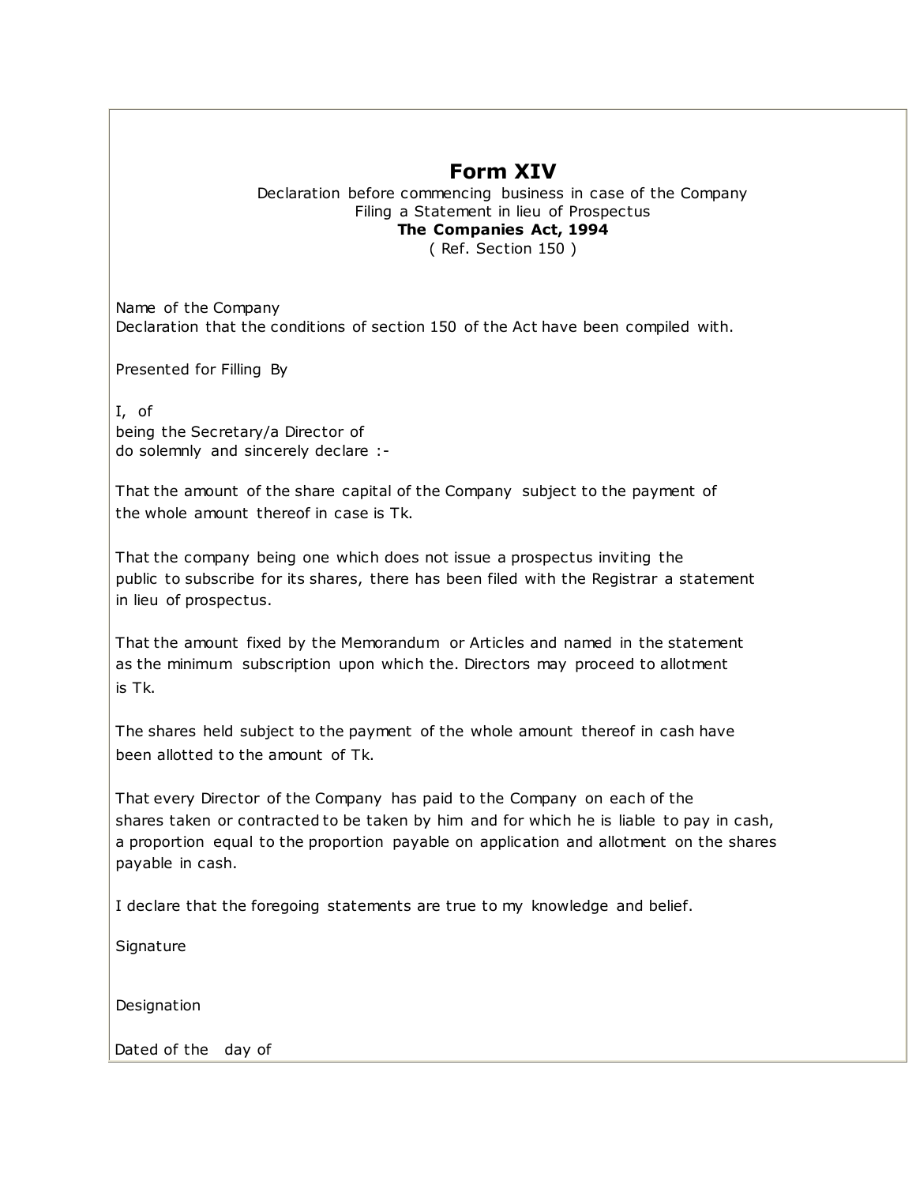# Form XIV

Declaration before commencing business in case of the Company
Filing a Statement in lieu of Prospectus
**The Companies Act, 1994**
( Ref. Section 150 )

Name of the Company
Declaration that the conditions of section 150 of the Act have been compiled with.

Presented for Filling By

I, of
being the Secretary/a Director of
do solemnly and sincerely declare :-

That the amount of the share capital of the Company subject to the payment of the whole amount thereof in case is Tk.

That the company being one which does not issue a prospectus inviting the public to subscribe for its shares, there has been filed with the Registrar a statement in lieu of prospectus.

That the amount fixed by the Memorandum or Articles and named in the statement as the minimum subscription upon which the. Directors may proceed to allotment is Tk.

The shares held subject to the payment of the whole amount thereof in cash have been allotted to the amount of Tk.

That every Director of the Company has paid to the Company on each of the shares taken or contracted to be taken by him and for which he is liable to pay in cash, a proportion equal to the proportion payable on application and allotment on the shares payable in cash.

I declare that the foregoing statements are true to my knowledge and belief.

Signature

Designation

Dated of the day of